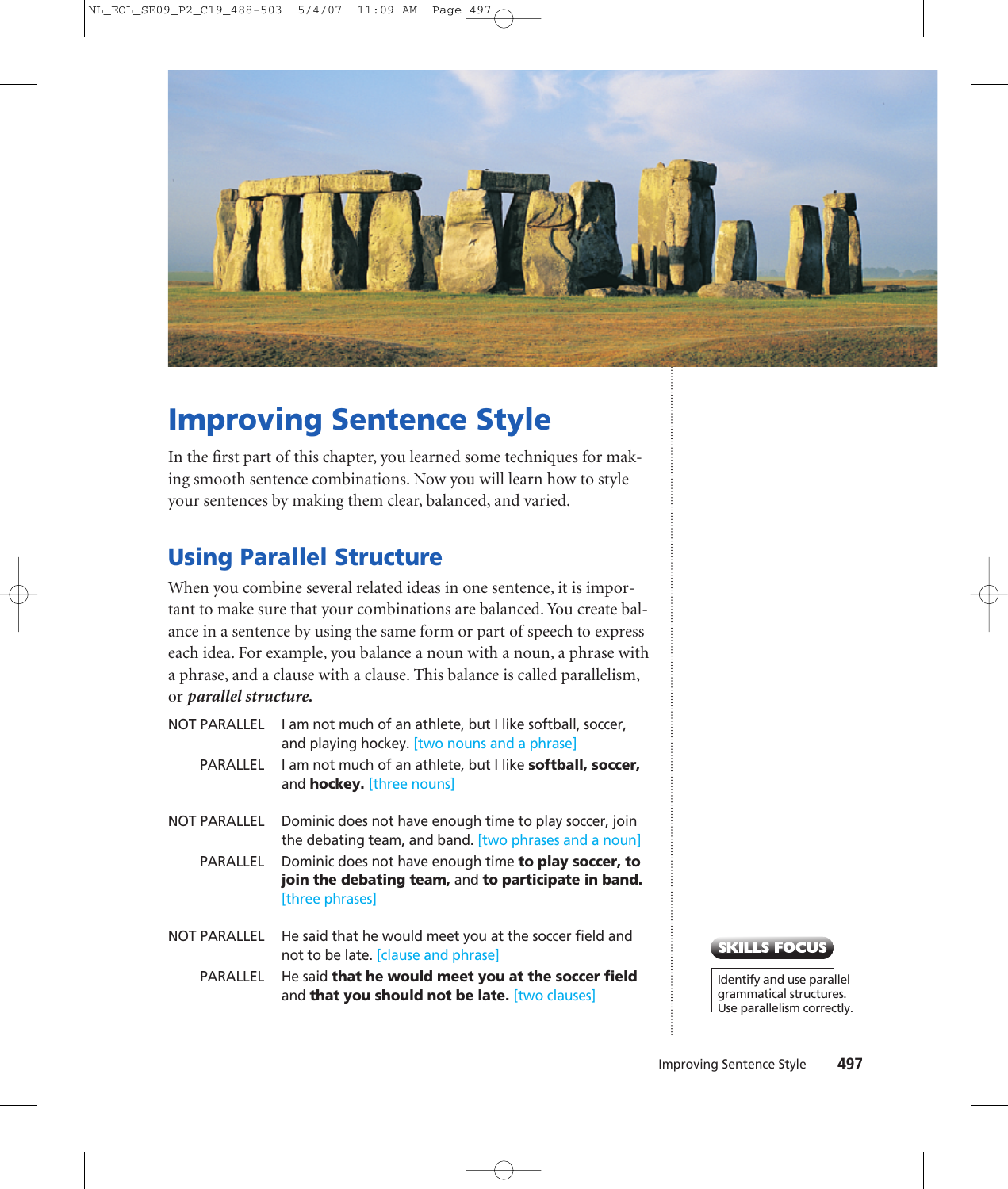# Improving Sentence Style

In the first part of this chapter, you learned some techniques for making smooth sentence combinations. Now you will learn how to style your sentences by making them clear, balanced, and varied.

## Using Parallel Structure

When you combine several related ideas in one sentence, it is important to make sure that your combinations are balanced. You create balance in a sentence by using the same form or part of speech to express each idea. For example, you balance a noun with a noun, a phrase with a phrase, and a clause with a clause. This balance is called parallelism, or ***parallel structure.***

NOT PARALLEL I am not much of an athlete, but I like softball, soccer, and playing hockey. [two nouns and a phrase]

PARALLEL I am not much of an athlete, but I like **softball, soccer,** and **hockey.** [three nouns]

NOT PARALLEL Dominic does not have enough time to play soccer, join the debating team, and band. [two phrases and a noun]

PARALLEL Dominic does not have enough time **to play soccer, to join the debating team,** and **to participate in band.** [three phrases]

NOT PARALLEL He said that he would meet you at the soccer field and not to be late. [clause and phrase]

PARALLEL He said **that he would meet you at the soccer field** and **that you should not be late.** [two clauses]

**SKILLS FOCUS**

Identify and use parallel grammatical structures. Use parallelism correctly.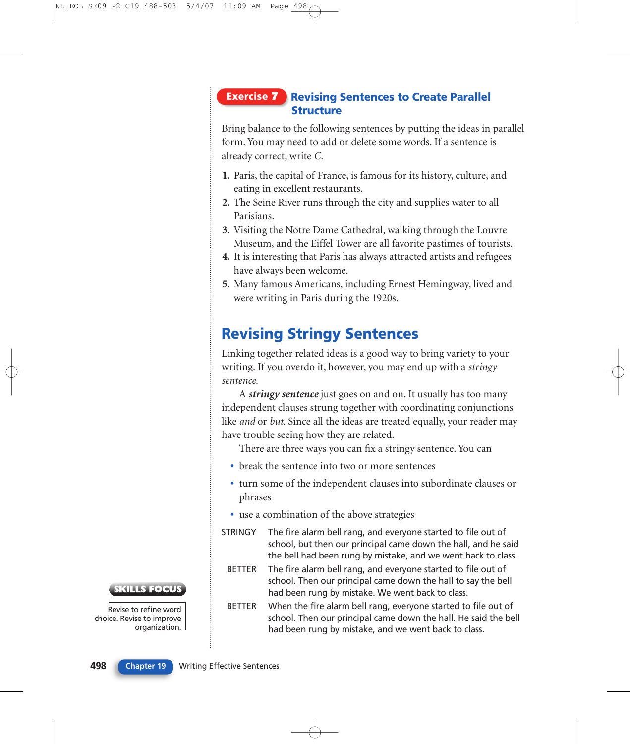## Exercise 7 Revising Sentences to Create Parallel Structure

Bring balance to the following sentences by putting the ideas in parallel form. You may need to add or delete some words. If a sentence is already correct, write *C.*

1. Paris, the capital of France, is famous for its history, culture, and eating in excellent restaurants.
2. The Seine River runs through the city and supplies water to all Parisians.
3. Visiting the Notre Dame Cathedral, walking through the Louvre Museum, and the Eiffel Tower are all favorite pastimes of tourists.
4. It is interesting that Paris has always attracted artists and refugees have always been welcome.
5. Many famous Americans, including Ernest Hemingway, lived and were writing in Paris during the 1920s.

## Revising Stringy Sentences

Linking together related ideas is a good way to bring variety to your writing. If you overdo it, however, you may end up with a *stringy sentence.*

A ***stringy sentence*** just goes on and on. It usually has too many independent clauses strung together with coordinating conjunctions like *and* or *but.* Since all the ideas are treated equally, your reader may have trouble seeing how they are related.

There are three ways you can fix a stringy sentence. You can

- break the sentence into two or more sentences
- turn some of the independent clauses into subordinate clauses or phrases
- use a combination of the above strategies

STRINGY The fire alarm bell rang, and everyone started to file out of school, but then our principal came down the hall, and he said the bell had been rung by mistake, and we went back to class.

BETTER The fire alarm bell rang, and everyone started to file out of school. Then our principal came down the hall to say the bell had been rung by mistake. We went back to class.

BETTER When the fire alarm bell rang, everyone started to file out of school. Then our principal came down the hall. He said the bell had been rung by mistake, and we went back to class.

**SKILLS FOCUS**

Revise to refine word choice. Revise to improve organization.